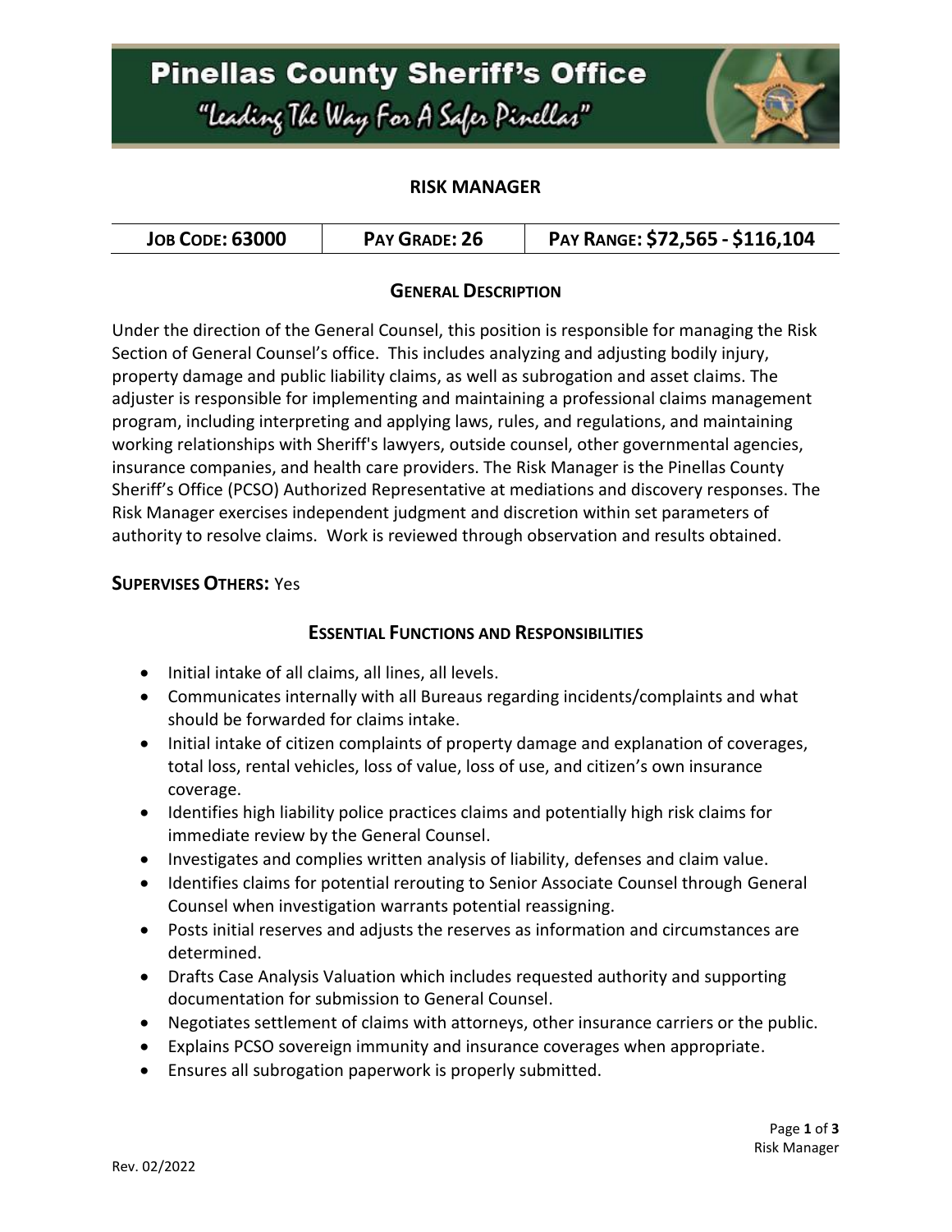# Pinellas County Sheriff's Office

*"Leading The Way For A Safer Pinellas"*

## RISK MANAGER

| JOB CODE: 63000 | PAY GRADE: 26 | PAY RANGE: $72,565 - $116,104 |
| --- | --- | --- |

### GENERAL DESCRIPTION

Under the direction of the General Counsel, this position is responsible for managing the Risk Section of General Counsel's office. This includes analyzing and adjusting bodily injury, property damage and public liability claims, as well as subrogation and asset claims. The adjuster is responsible for implementing and maintaining a professional claims management program, including interpreting and applying laws, rules, and regulations, and maintaining working relationships with Sheriff's lawyers, outside counsel, other governmental agencies, insurance companies, and health care providers. The Risk Manager is the Pinellas County Sheriff's Office (PCSO) Authorized Representative at mediations and discovery responses. The Risk Manager exercises independent judgment and discretion within set parameters of authority to resolve claims. Work is reviewed through observation and results obtained.

**SUPERVISES OTHERS:** Yes

### ESSENTIAL FUNCTIONS AND RESPONSIBILITIES

- Initial intake of all claims, all lines, all levels.
- Communicates internally with all Bureaus regarding incidents/complaints and what should be forwarded for claims intake.
- Initial intake of citizen complaints of property damage and explanation of coverages, total loss, rental vehicles, loss of value, loss of use, and citizen's own insurance coverage.
- Identifies high liability police practices claims and potentially high risk claims for immediate review by the General Counsel.
- Investigates and complies written analysis of liability, defenses and claim value.
- Identifies claims for potential rerouting to Senior Associate Counsel through General Counsel when investigation warrants potential reassigning.
- Posts initial reserves and adjusts the reserves as information and circumstances are determined.
- Drafts Case Analysis Valuation which includes requested authority and supporting documentation for submission to General Counsel.
- Negotiates settlement of claims with attorneys, other insurance carriers or the public.
- Explains PCSO sovereign immunity and insurance coverages when appropriate.
- Ensures all subrogation paperwork is properly submitted.

Rev. 02/2022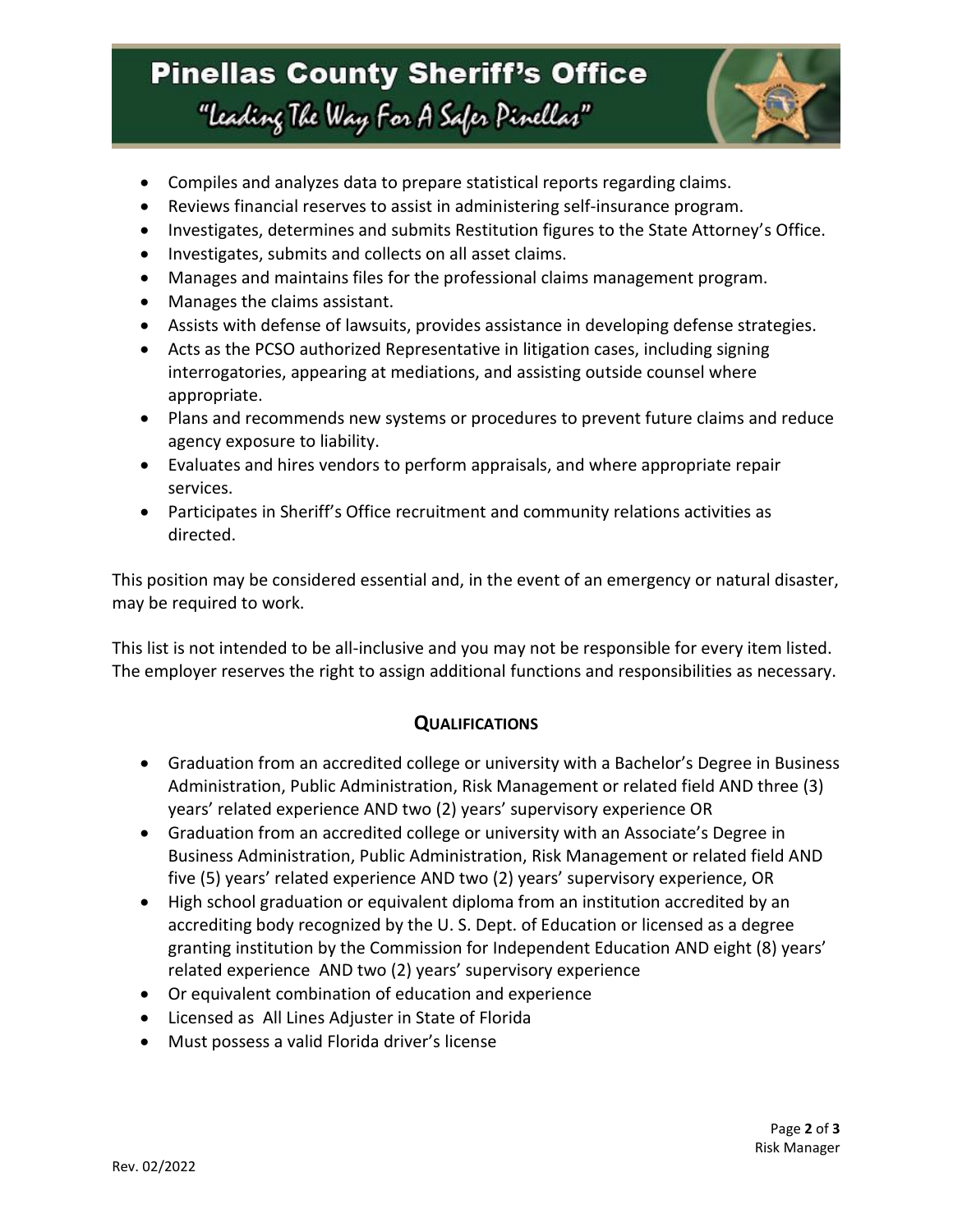- Compiles and analyzes data to prepare statistical reports regarding claims.
- Reviews financial reserves to assist in administering self-insurance program.
- Investigates, determines and submits Restitution figures to the State Attorney's Office.
- Investigates, submits and collects on all asset claims.
- Manages and maintains files for the professional claims management program.
- Manages the claims assistant.
- Assists with defense of lawsuits, provides assistance in developing defense strategies.
- Acts as the PCSO authorized Representative in litigation cases, including signing interrogatories, appearing at mediations, and assisting outside counsel where appropriate.
- Plans and recommends new systems or procedures to prevent future claims and reduce agency exposure to liability.
- Evaluates and hires vendors to perform appraisals, and where appropriate repair services.
- Participates in Sheriff's Office recruitment and community relations activities as directed.

This position may be considered essential and, in the event of an emergency or natural disaster, may be required to work.

This list is not intended to be all-inclusive and you may not be responsible for every item listed. The employer reserves the right to assign additional functions and responsibilities as necessary.

## QUALIFICATIONS

- Graduation from an accredited college or university with a Bachelor's Degree in Business Administration, Public Administration, Risk Management or related field AND three (3) years' related experience AND two (2) years' supervisory experience OR
- Graduation from an accredited college or university with an Associate's Degree in Business Administration, Public Administration, Risk Management or related field AND five (5) years' related experience AND two (2) years' supervisory experience, OR
- High school graduation or equivalent diploma from an institution accredited by an accrediting body recognized by the U. S. Dept. of Education or licensed as a degree granting institution by the Commission for Independent Education AND eight (8) years' related experience AND two (2) years' supervisory experience
- Or equivalent combination of education and experience
- Licensed as All Lines Adjuster in State of Florida
- Must possess a valid Florida driver's license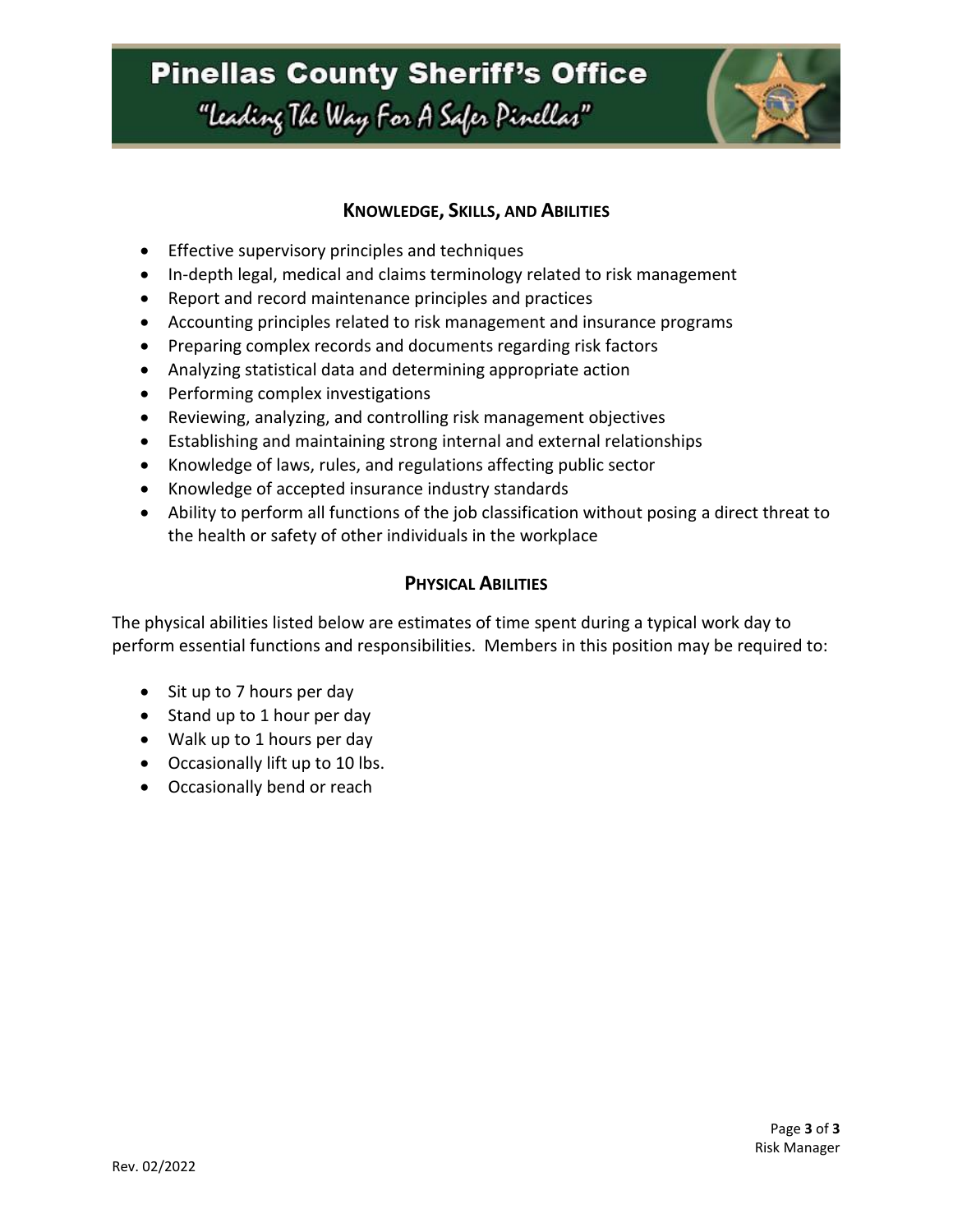## KNOWLEDGE, SKILLS, AND ABILITIES

- Effective supervisory principles and techniques
- In-depth legal, medical and claims terminology related to risk management
- Report and record maintenance principles and practices
- Accounting principles related to risk management and insurance programs
- Preparing complex records and documents regarding risk factors
- Analyzing statistical data and determining appropriate action
- Performing complex investigations
- Reviewing, analyzing, and controlling risk management objectives
- Establishing and maintaining strong internal and external relationships
- Knowledge of laws, rules, and regulations affecting public sector
- Knowledge of accepted insurance industry standards
- Ability to perform all functions of the job classification without posing a direct threat to the health or safety of other individuals in the workplace

## PHYSICAL ABILITIES

The physical abilities listed below are estimates of time spent during a typical work day to perform essential functions and responsibilities. Members in this position may be required to:

- Sit up to 7 hours per day
- Stand up to 1 hour per day
- Walk up to 1 hours per day
- Occasionally lift up to 10 lbs.
- Occasionally bend or reach

Rev. 02/2022